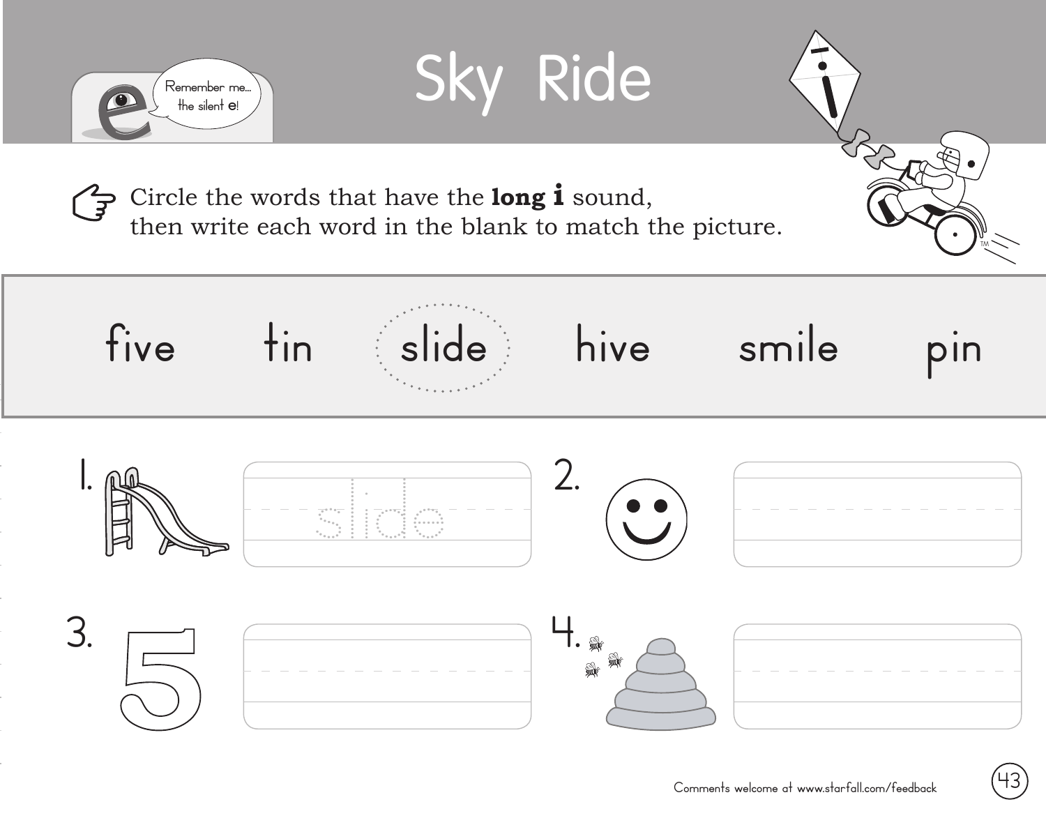Remember me... the silent e!

# Sky Ride

Circle the words that have the **long i** sound, then write each word in the blank to match the picture.

five tin slide hive smile pin

1. slide

2. 

3. 

4. 

Comments welcome at www.starfall.com/feedback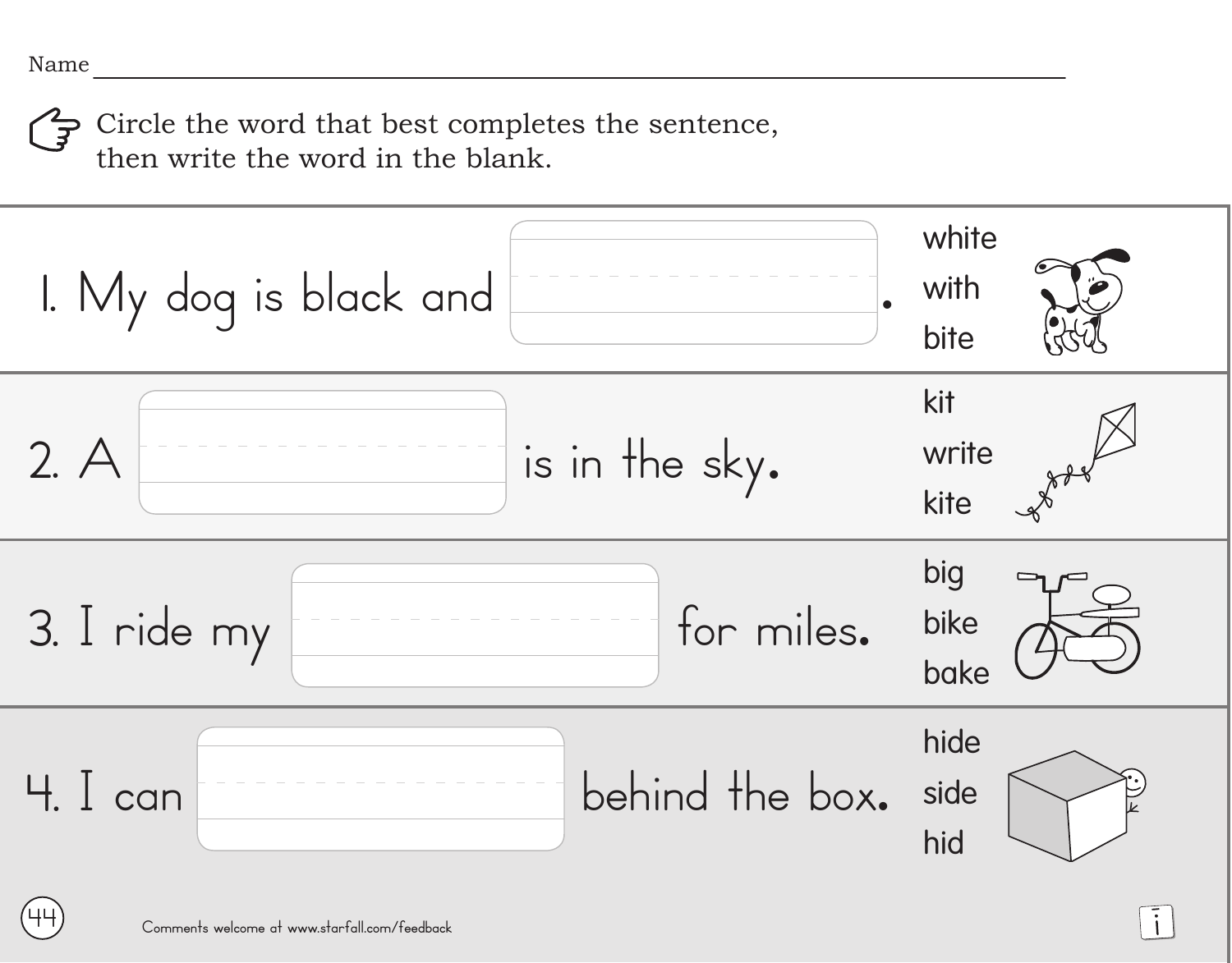Name ______________________________________________

Circle the word that best completes the sentence, then write the word in the blank.

1. My dog is black and ____________.
   - white
   - with
   - bite

2. A ____________ is in the sky.
   - kit
   - write
   - kite

3. I ride my ____________ for miles.
   - big
   - bike
   - bake

4. I can ____________ behind the box.
   - hide
   - side
   - hid

Comments welcome at www.starfall.com/feedback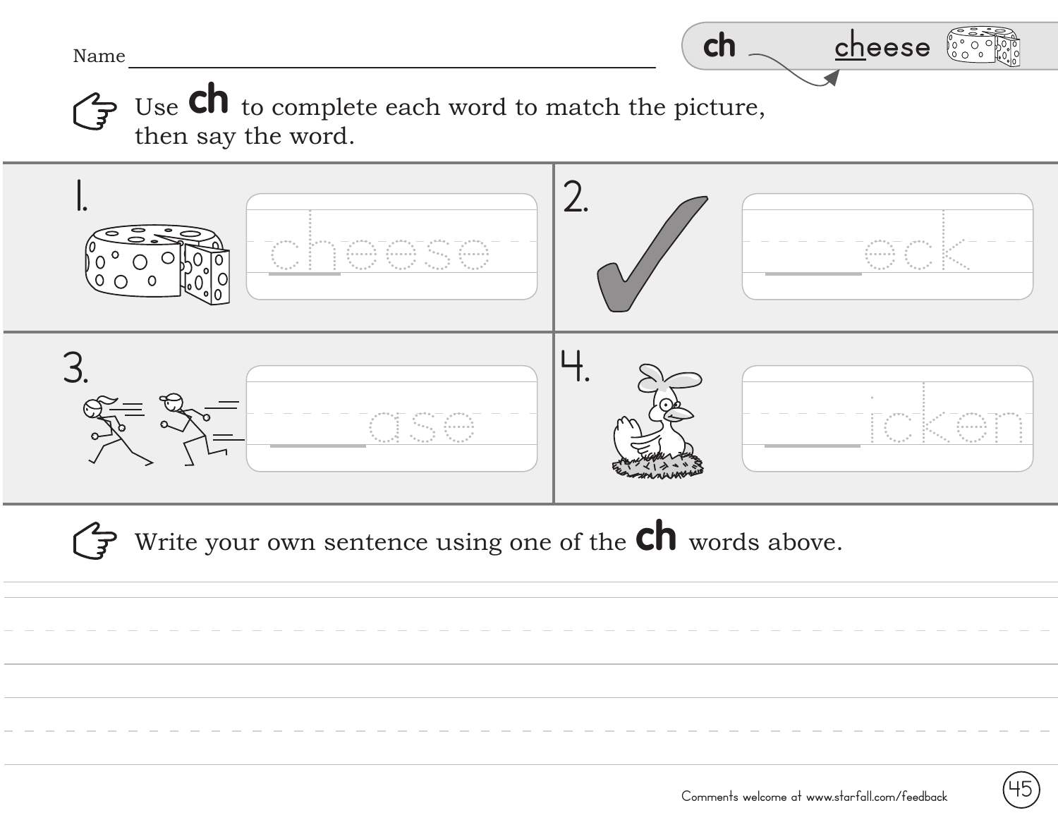Name ______________________________

**ch** — <u>ch</u>eese

Use **ch** to complete each word to match the picture, then say the word.

1. cheese

2. ___eck

3. ___ase

4. ___icken

Write your own sentence using one of the **ch** words above.

_______________________________________________

_______________________________________________

Comments welcome at www.starfall.com/feedback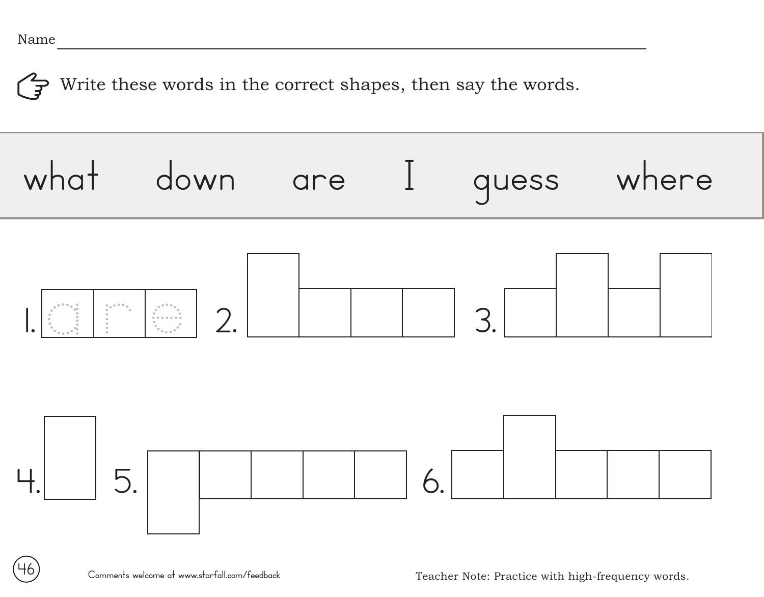Name ________________________________________________

Write these words in the correct shapes, then say the words.

what    down    are    I    guess    where

1. are

2.

3.

4.

5.

6.

Comments welcome at www.starfall.com/feedback

Teacher Note: Practice with high-frequency words.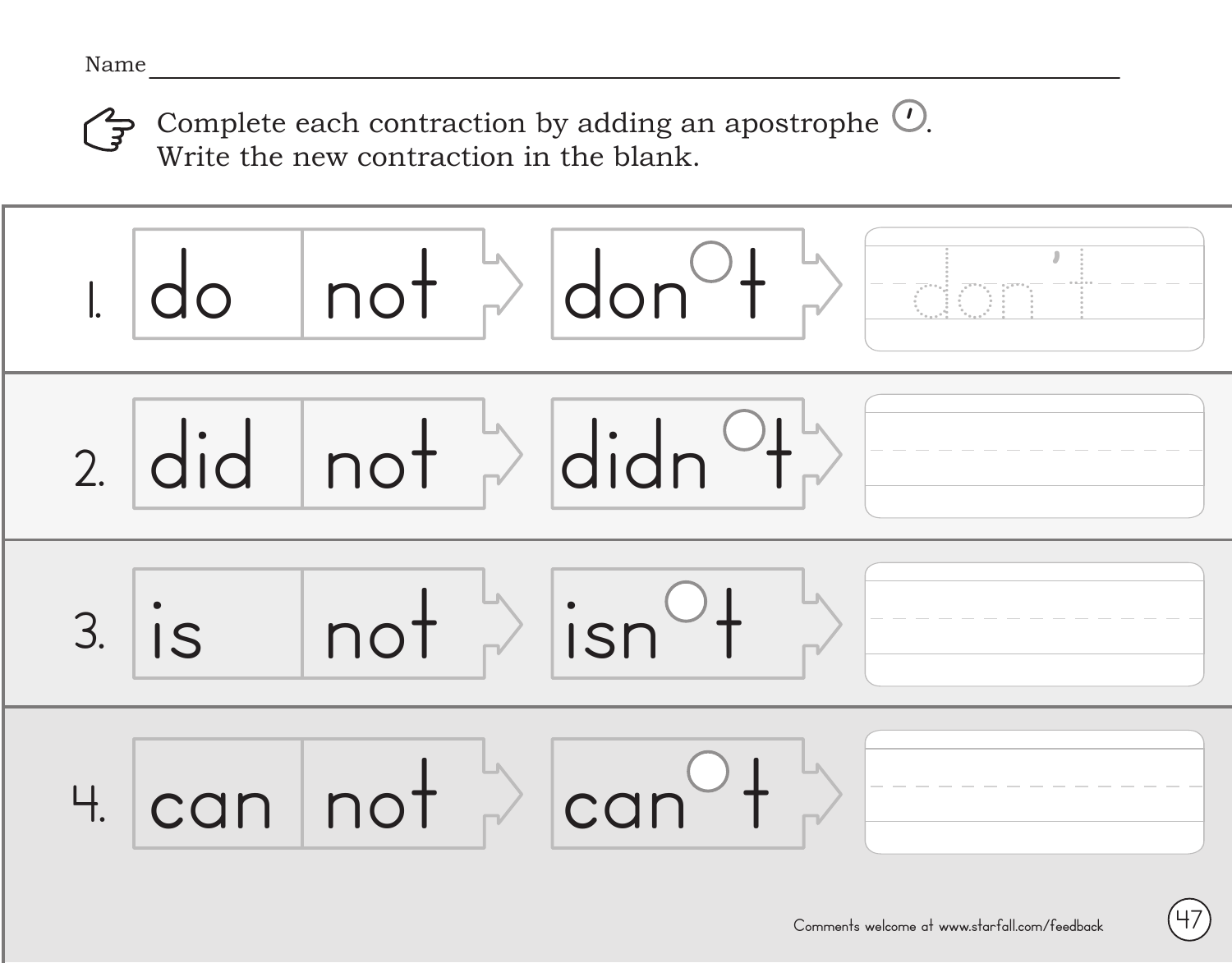Name ___________________________________________

Complete each contraction by adding an apostrophe ( ' ).
Write the new contraction in the blank.

| | Words | | Contraction | Write |
|---|---|---|---|---|
| 1. | do | not | don○t | don't |
| 2. | did | not | didn○t | |
| 3. | is | not | isn○t | |
| 4. | can | not | can○t | |

Comments welcome at www.starfall.com/feedback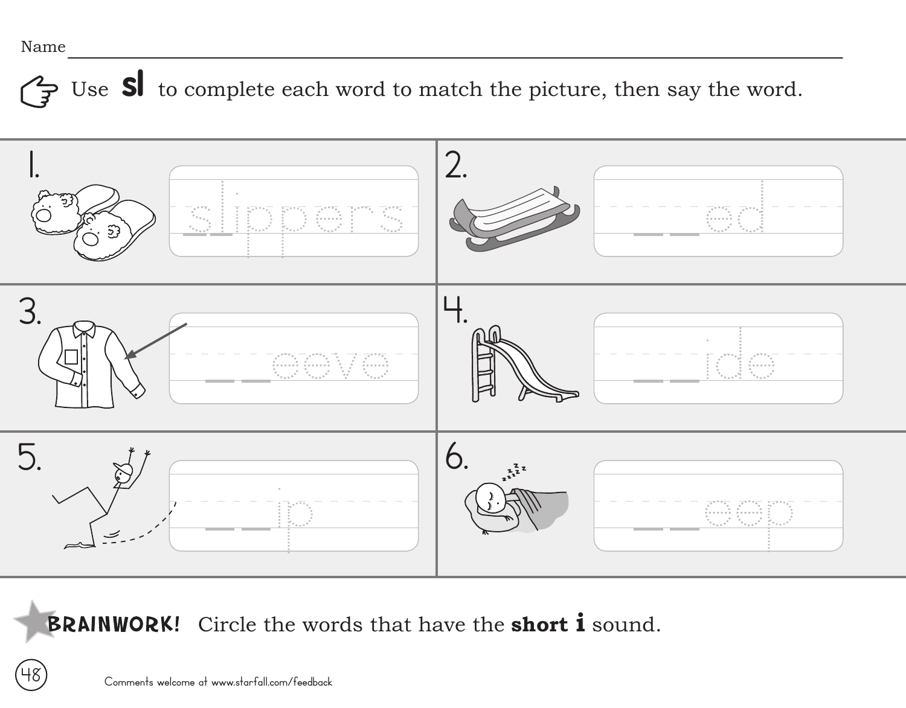Name ______________________________

Use **sl** to complete each word to match the picture, then say the word.

1. slippers

2. __ __ ed

3. __ __ eeve

4. __ __ ide

5. __ __ ip

6. __ __ eep

**BRAINWORK!** Circle the words that have the **short i** sound.

Comments welcome at www.starfall.com/feedback